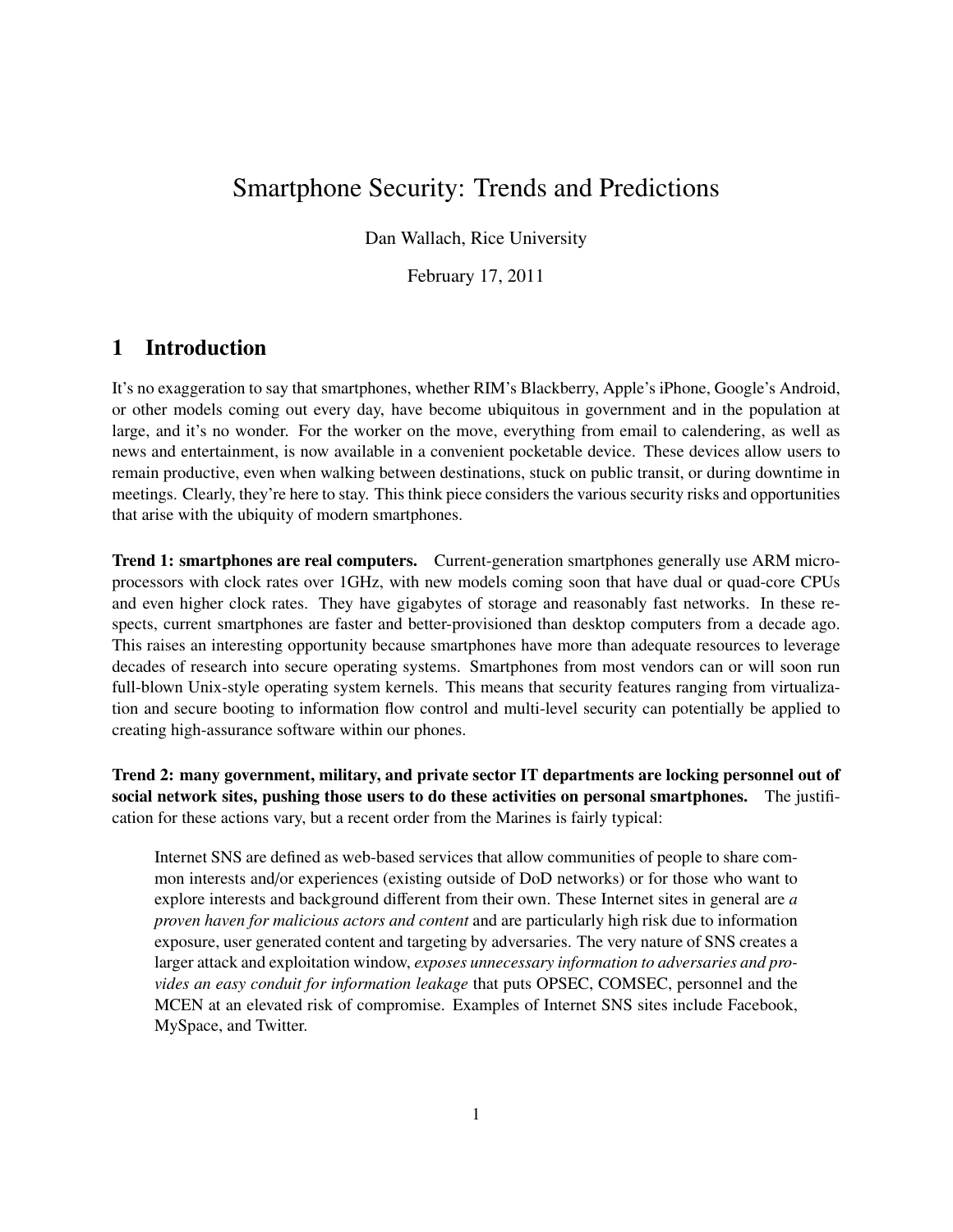# Smartphone Security: Trends and Predictions

Dan Wallach, Rice University

February 17, 2011

## 1 Introduction

It's no exaggeration to say that smartphones, whether RIM's Blackberry, Apple's iPhone, Google's Android, or other models coming out every day, have become ubiquitous in government and in the population at large, and it's no wonder. For the worker on the move, everything from email to calendering, as well as news and entertainment, is now available in a convenient pocketable device. These devices allow users to remain productive, even when walking between destinations, stuck on public transit, or during downtime in meetings. Clearly, they're here to stay. This think piece considers the various security risks and opportunities that arise with the ubiquity of modern smartphones.

**Trend 1: smartphones are real computers.** Current-generation smartphones generally use ARM microprocessors with clock rates over 1GHz, with new models coming soon that have dual or quad-core CPUs and even higher clock rates. They have gigabytes of storage and reasonably fast networks. In these respects, current smartphones are faster and better-provisioned than desktop computers from a decade ago. This raises an interesting opportunity because smartphones have more than adequate resources to leverage decades of research into secure operating systems. Smartphones from most vendors can or will soon run full-blown Unix-style operating system kernels. This means that security features ranging from virtualization and secure booting to information flow control and multi-level security can potentially be applied to creating high-assurance software within our phones.

**Trend 2: many government, military, and private sector IT departments are locking personnel out of social network sites, pushing those users to do these activities on personal smartphones.** The justification for these actions vary, but a recent order from the Marines is fairly typical:

> Internet SNS are defined as web-based services that allow communities of people to share common interests and/or experiences (existing outside of DoD networks) or for those who want to explore interests and background different from their own. These Internet sites in general are *a proven haven for malicious actors and content* and are particularly high risk due to information exposure, user generated content and targeting by adversaries. The very nature of SNS creates a larger attack and exploitation window, *exposes unnecessary information to adversaries and provides an easy conduit for information leakage* that puts OPSEC, COMSEC, personnel and the MCEN at an elevated risk of compromise. Examples of Internet SNS sites include Facebook, MySpace, and Twitter.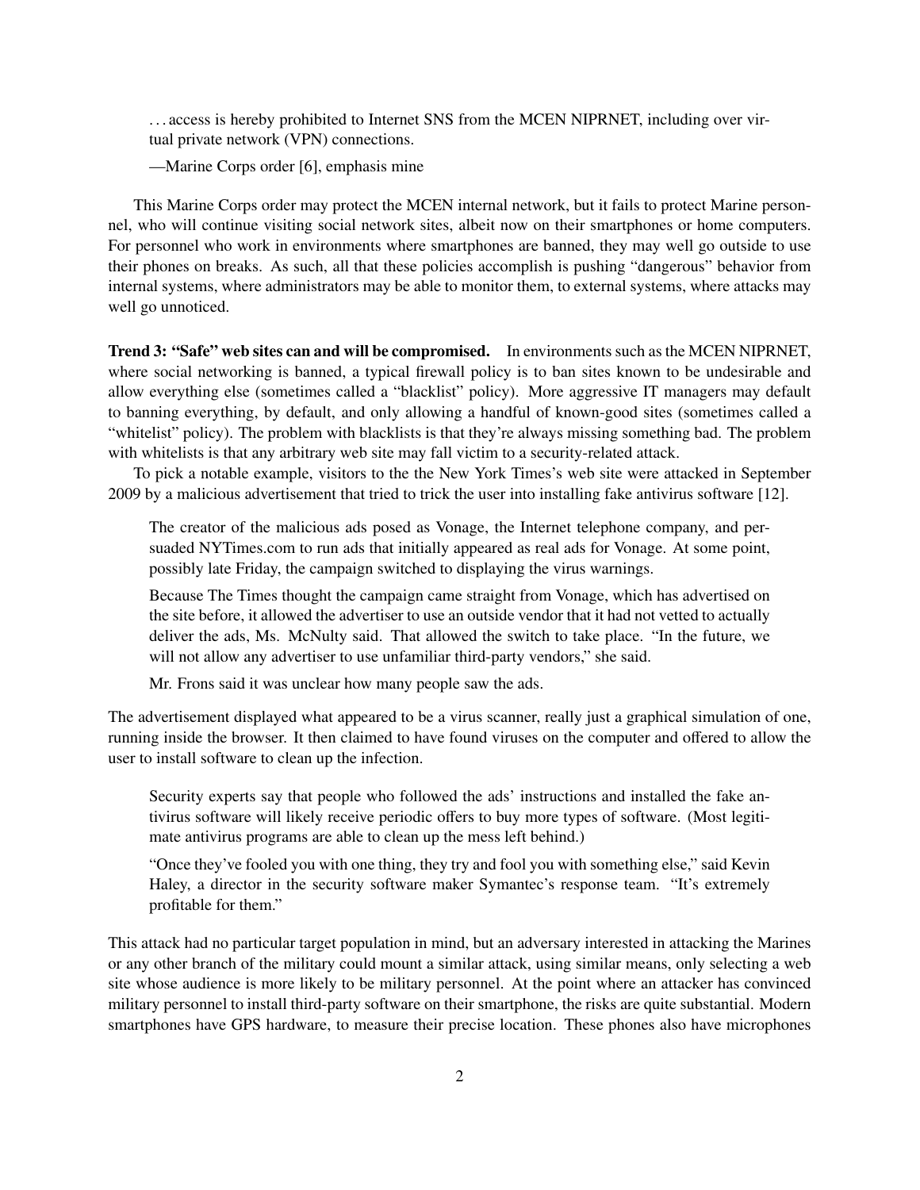> . . . access is hereby prohibited to Internet SNS from the MCEN NIPRNET, including over virtual private network (VPN) connections.
>
> —Marine Corps order [6], emphasis mine

This Marine Corps order may protect the MCEN internal network, but it fails to protect Marine personnel, who will continue visiting social network sites, albeit now on their smartphones or home computers. For personnel who work in environments where smartphones are banned, they may well go outside to use their phones on breaks. As such, all that these policies accomplish is pushing "dangerous" behavior from internal systems, where administrators may be able to monitor them, to external systems, where attacks may well go unnoticed.

**Trend 3: "Safe" web sites can and will be compromised.** In environments such as the MCEN NIPRNET, where social networking is banned, a typical firewall policy is to ban sites known to be undesirable and allow everything else (sometimes called a "blacklist" policy). More aggressive IT managers may default to banning everything, by default, and only allowing a handful of known-good sites (sometimes called a "whitelist" policy). The problem with blacklists is that they're always missing something bad. The problem with whitelists is that any arbitrary web site may fall victim to a security-related attack.

To pick a notable example, visitors to the the New York Times's web site were attacked in September 2009 by a malicious advertisement that tried to trick the user into installing fake antivirus software [12].

> The creator of the malicious ads posed as Vonage, the Internet telephone company, and persuaded NYTimes.com to run ads that initially appeared as real ads for Vonage. At some point, possibly late Friday, the campaign switched to displaying the virus warnings.
>
> Because The Times thought the campaign came straight from Vonage, which has advertised on the site before, it allowed the advertiser to use an outside vendor that it had not vetted to actually deliver the ads, Ms. McNulty said. That allowed the switch to take place. "In the future, we will not allow any advertiser to use unfamiliar third-party vendors," she said.
>
> Mr. Frons said it was unclear how many people saw the ads.

The advertisement displayed what appeared to be a virus scanner, really just a graphical simulation of one, running inside the browser. It then claimed to have found viruses on the computer and offered to allow the user to install software to clean up the infection.

> Security experts say that people who followed the ads' instructions and installed the fake antivirus software will likely receive periodic offers to buy more types of software. (Most legitimate antivirus programs are able to clean up the mess left behind.)
>
> "Once they've fooled you with one thing, they try and fool you with something else," said Kevin Haley, a director in the security software maker Symantec's response team. "It's extremely profitable for them."

This attack had no particular target population in mind, but an adversary interested in attacking the Marines or any other branch of the military could mount a similar attack, using similar means, only selecting a web site whose audience is more likely to be military personnel. At the point where an attacker has convinced military personnel to install third-party software on their smartphone, the risks are quite substantial. Modern smartphones have GPS hardware, to measure their precise location. These phones also have microphones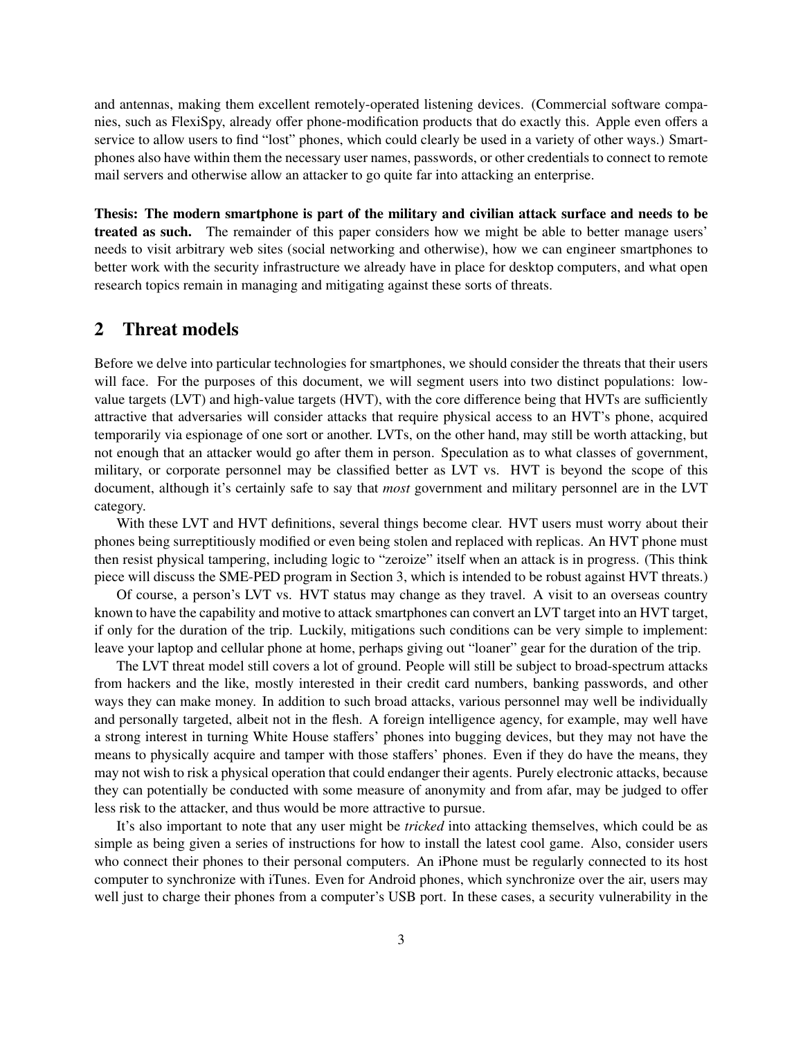and antennas, making them excellent remotely-operated listening devices. (Commercial software companies, such as FlexiSpy, already offer phone-modification products that do exactly this. Apple even offers a service to allow users to find "lost" phones, which could clearly be used in a variety of other ways.) Smartphones also have within them the necessary user names, passwords, or other credentials to connect to remote mail servers and otherwise allow an attacker to go quite far into attacking an enterprise.

**Thesis: The modern smartphone is part of the military and civilian attack surface and needs to be treated as such.** The remainder of this paper considers how we might be able to better manage users' needs to visit arbitrary web sites (social networking and otherwise), how we can engineer smartphones to better work with the security infrastructure we already have in place for desktop computers, and what open research topics remain in managing and mitigating against these sorts of threats.

## 2 Threat models

Before we delve into particular technologies for smartphones, we should consider the threats that their users will face. For the purposes of this document, we will segment users into two distinct populations: low-value targets (LVT) and high-value targets (HVT), with the core difference being that HVTs are sufficiently attractive that adversaries will consider attacks that require physical access to an HVT's phone, acquired temporarily via espionage of one sort or another. LVTs, on the other hand, may still be worth attacking, but not enough that an attacker would go after them in person. Speculation as to what classes of government, military, or corporate personnel may be classified better as LVT vs. HVT is beyond the scope of this document, although it's certainly safe to say that *most* government and military personnel are in the LVT category.

With these LVT and HVT definitions, several things become clear. HVT users must worry about their phones being surreptitiously modified or even being stolen and replaced with replicas. An HVT phone must then resist physical tampering, including logic to "zeroize" itself when an attack is in progress. (This think piece will discuss the SME-PED program in Section 3, which is intended to be robust against HVT threats.)

Of course, a person's LVT vs. HVT status may change as they travel. A visit to an overseas country known to have the capability and motive to attack smartphones can convert an LVT target into an HVT target, if only for the duration of the trip. Luckily, mitigations such conditions can be very simple to implement: leave your laptop and cellular phone at home, perhaps giving out "loaner" gear for the duration of the trip.

The LVT threat model still covers a lot of ground. People will still be subject to broad-spectrum attacks from hackers and the like, mostly interested in their credit card numbers, banking passwords, and other ways they can make money. In addition to such broad attacks, various personnel may well be individually and personally targeted, albeit not in the flesh. A foreign intelligence agency, for example, may well have a strong interest in turning White House staffers' phones into bugging devices, but they may not have the means to physically acquire and tamper with those staffers' phones. Even if they do have the means, they may not wish to risk a physical operation that could endanger their agents. Purely electronic attacks, because they can potentially be conducted with some measure of anonymity and from afar, may be judged to offer less risk to the attacker, and thus would be more attractive to pursue.

It's also important to note that any user might be *tricked* into attacking themselves, which could be as simple as being given a series of instructions for how to install the latest cool game. Also, consider users who connect their phones to their personal computers. An iPhone must be regularly connected to its host computer to synchronize with iTunes. Even for Android phones, which synchronize over the air, users may well just to charge their phones from a computer's USB port. In these cases, a security vulnerability in the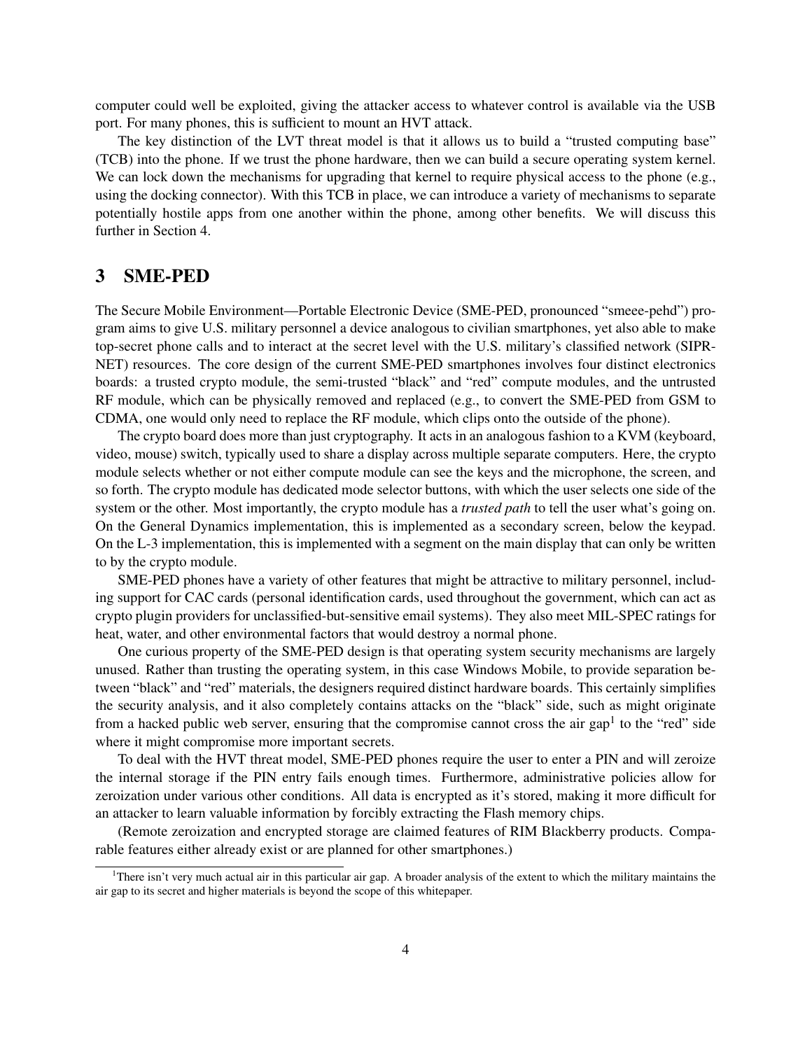computer could well be exploited, giving the attacker access to whatever control is available via the USB port. For many phones, this is sufficient to mount an HVT attack.

The key distinction of the LVT threat model is that it allows us to build a "trusted computing base" (TCB) into the phone. If we trust the phone hardware, then we can build a secure operating system kernel. We can lock down the mechanisms for upgrading that kernel to require physical access to the phone (e.g., using the docking connector). With this TCB in place, we can introduce a variety of mechanisms to separate potentially hostile apps from one another within the phone, among other benefits. We will discuss this further in Section 4.

# 3 SME-PED

The Secure Mobile Environment—Portable Electronic Device (SME-PED, pronounced "smeee-pehd") program aims to give U.S. military personnel a device analogous to civilian smartphones, yet also able to make top-secret phone calls and to interact at the secret level with the U.S. military's classified network (SIPRNET) resources. The core design of the current SME-PED smartphones involves four distinct electronics boards: a trusted crypto module, the semi-trusted "black" and "red" compute modules, and the untrusted RF module, which can be physically removed and replaced (e.g., to convert the SME-PED from GSM to CDMA, one would only need to replace the RF module, which clips onto the outside of the phone).

The crypto board does more than just cryptography. It acts in an analogous fashion to a KVM (keyboard, video, mouse) switch, typically used to share a display across multiple separate computers. Here, the crypto module selects whether or not either compute module can see the keys and the microphone, the screen, and so forth. The crypto module has dedicated mode selector buttons, with which the user selects one side of the system or the other. Most importantly, the crypto module has a *trusted path* to tell the user what's going on. On the General Dynamics implementation, this is implemented as a secondary screen, below the keypad. On the L-3 implementation, this is implemented with a segment on the main display that can only be written to by the crypto module.

SME-PED phones have a variety of other features that might be attractive to military personnel, including support for CAC cards (personal identification cards, used throughout the government, which can act as crypto plugin providers for unclassified-but-sensitive email systems). They also meet MIL-SPEC ratings for heat, water, and other environmental factors that would destroy a normal phone.

One curious property of the SME-PED design is that operating system security mechanisms are largely unused. Rather than trusting the operating system, in this case Windows Mobile, to provide separation between "black" and "red" materials, the designers required distinct hardware boards. This certainly simplifies the security analysis, and it also completely contains attacks on the "black" side, such as might originate from a hacked public web server, ensuring that the compromise cannot cross the air gap[1] to the "red" side where it might compromise more important secrets.

To deal with the HVT threat model, SME-PED phones require the user to enter a PIN and will zeroize the internal storage if the PIN entry fails enough times. Furthermore, administrative policies allow for zeroization under various other conditions. All data is encrypted as it's stored, making it more difficult for an attacker to learn valuable information by forcibly extracting the Flash memory chips.

(Remote zeroization and encrypted storage are claimed features of RIM Blackberry products. Comparable features either already exist or are planned for other smartphones.)

[1]There isn't very much actual air in this particular air gap. A broader analysis of the extent to which the military maintains the air gap to its secret and higher materials is beyond the scope of this whitepaper.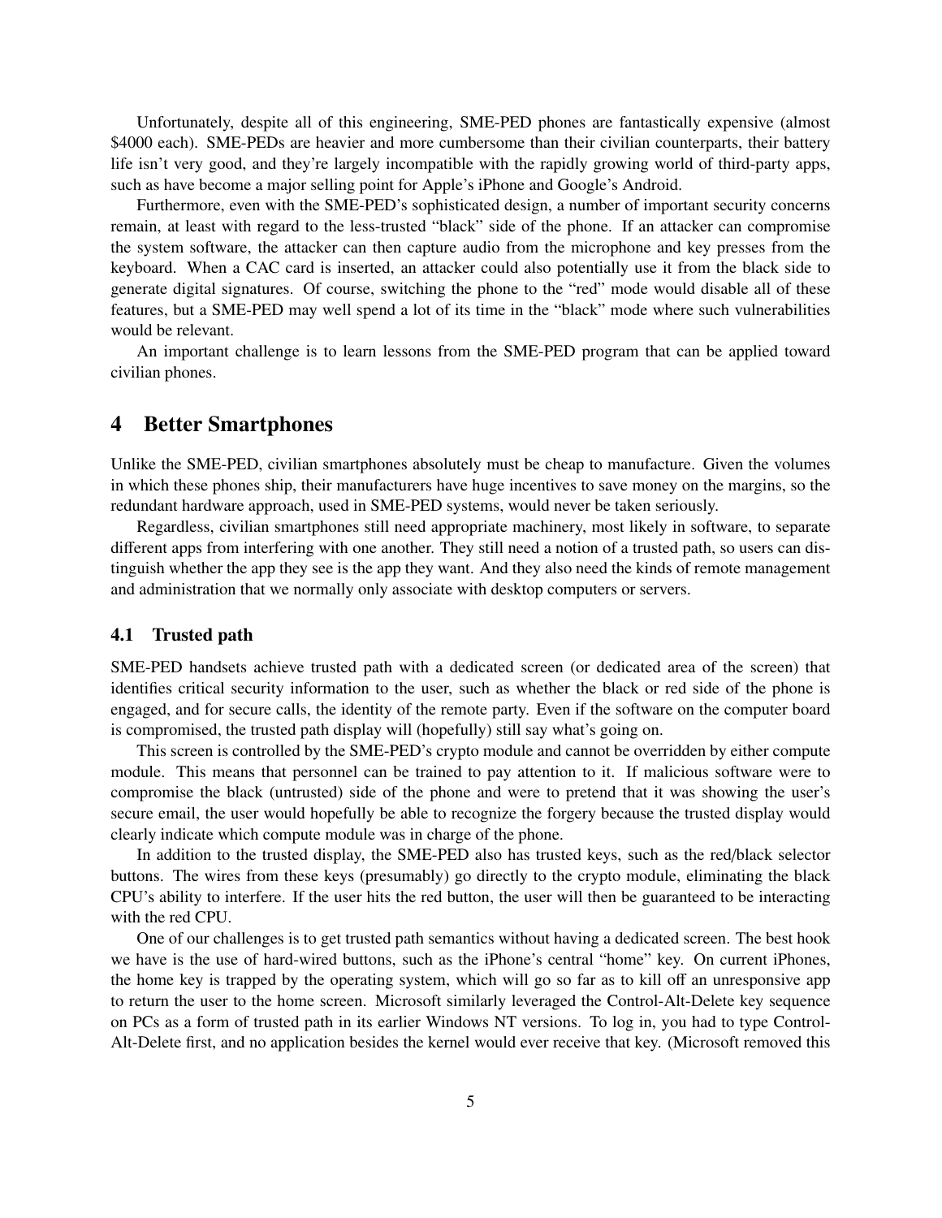Unfortunately, despite all of this engineering, SME-PED phones are fantastically expensive (almost $4000 each). SME-PEDs are heavier and more cumbersome than their civilian counterparts, their battery life isn't very good, and they're largely incompatible with the rapidly growing world of third-party apps, such as have become a major selling point for Apple's iPhone and Google's Android.

Furthermore, even with the SME-PED's sophisticated design, a number of important security concerns remain, at least with regard to the less-trusted "black" side of the phone. If an attacker can compromise the system software, the attacker can then capture audio from the microphone and key presses from the keyboard. When a CAC card is inserted, an attacker could also potentially use it from the black side to generate digital signatures. Of course, switching the phone to the "red" mode would disable all of these features, but a SME-PED may well spend a lot of its time in the "black" mode where such vulnerabilities would be relevant.

An important challenge is to learn lessons from the SME-PED program that can be applied toward civilian phones.

# 4 Better Smartphones

Unlike the SME-PED, civilian smartphones absolutely must be cheap to manufacture. Given the volumes in which these phones ship, their manufacturers have huge incentives to save money on the margins, so the redundant hardware approach, used in SME-PED systems, would never be taken seriously.

Regardless, civilian smartphones still need appropriate machinery, most likely in software, to separate different apps from interfering with one another. They still need a notion of a trusted path, so users can distinguish whether the app they see is the app they want. And they also need the kinds of remote management and administration that we normally only associate with desktop computers or servers.

## 4.1 Trusted path

SME-PED handsets achieve trusted path with a dedicated screen (or dedicated area of the screen) that identifies critical security information to the user, such as whether the black or red side of the phone is engaged, and for secure calls, the identity of the remote party. Even if the software on the computer board is compromised, the trusted path display will (hopefully) still say what's going on.

This screen is controlled by the SME-PED's crypto module and cannot be overridden by either compute module. This means that personnel can be trained to pay attention to it. If malicious software were to compromise the black (untrusted) side of the phone and were to pretend that it was showing the user's secure email, the user would hopefully be able to recognize the forgery because the trusted display would clearly indicate which compute module was in charge of the phone.

In addition to the trusted display, the SME-PED also has trusted keys, such as the red/black selector buttons. The wires from these keys (presumably) go directly to the crypto module, eliminating the black CPU's ability to interfere. If the user hits the red button, the user will then be guaranteed to be interacting with the red CPU.

One of our challenges is to get trusted path semantics without having a dedicated screen. The best hook we have is the use of hard-wired buttons, such as the iPhone's central "home" key. On current iPhones, the home key is trapped by the operating system, which will go so far as to kill off an unresponsive app to return the user to the home screen. Microsoft similarly leveraged the Control-Alt-Delete key sequence on PCs as a form of trusted path in its earlier Windows NT versions. To log in, you had to type Control-Alt-Delete first, and no application besides the kernel would ever receive that key. (Microsoft removed this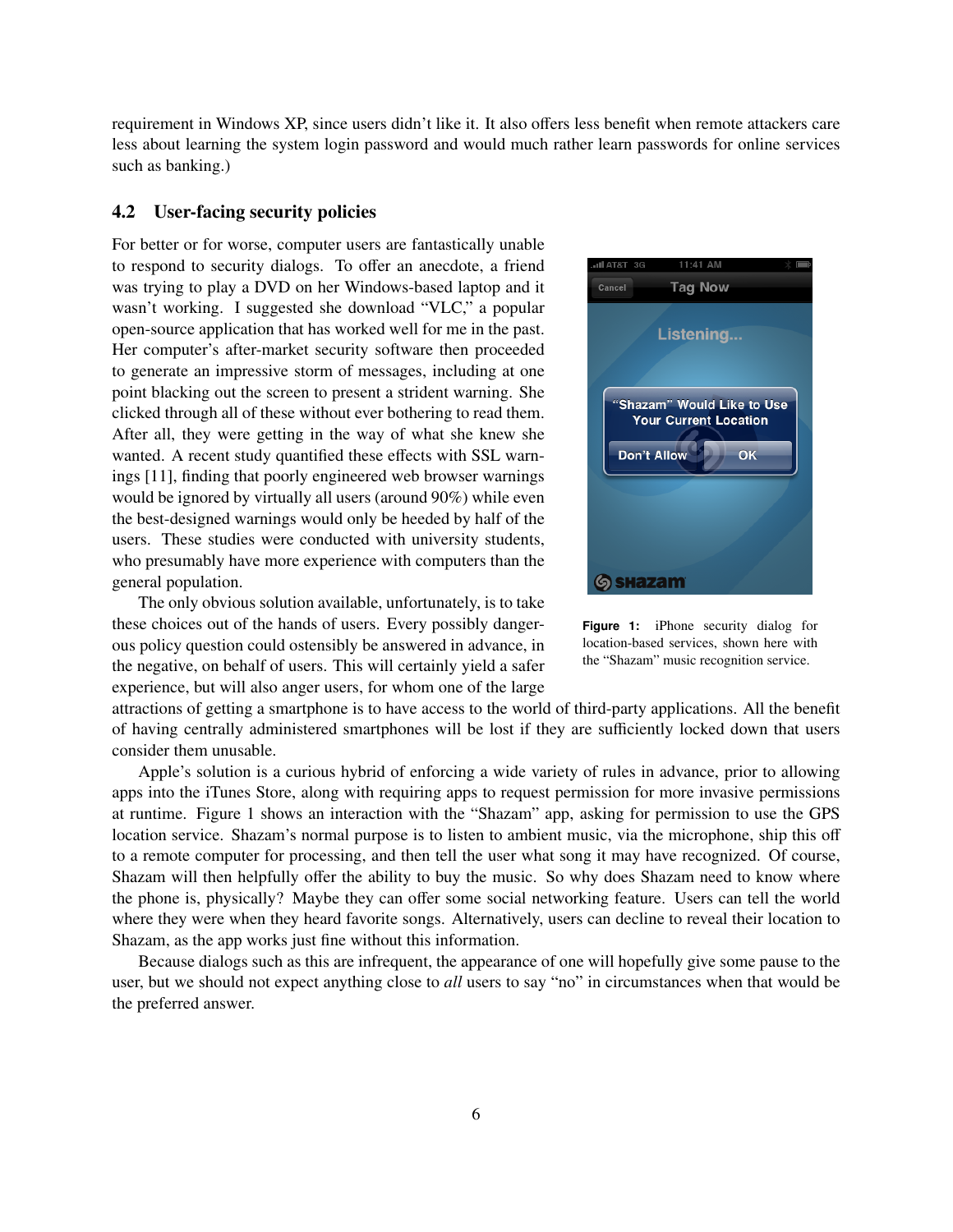requirement in Windows XP, since users didn't like it. It also offers less benefit when remote attackers care less about learning the system login password and would much rather learn passwords for online services such as banking.)

### 4.2 User-facing security policies

For better or for worse, computer users are fantastically unable to respond to security dialogs. To offer an anecdote, a friend was trying to play a DVD on her Windows-based laptop and it wasn't working. I suggested she download "VLC," a popular open-source application that has worked well for me in the past. Her computer's after-market security software then proceeded to generate an impressive storm of messages, including at one point blacking out the screen to present a strident warning. She clicked through all of these without ever bothering to read them. After all, they were getting in the way of what she knew she wanted. A recent study quantified these effects with SSL warnings [11], finding that poorly engineered web browser warnings would be ignored by virtually all users (around 90%) while even the best-designed warnings would only be heeded by half of the users. These studies were conducted with university students, who presumably have more experience with computers than the general population.

The only obvious solution available, unfortunately, is to take these choices out of the hands of users. Every possibly dangerous policy question could ostensibly be answered in advance, in the negative, on behalf of users. This will certainly yield a safer experience, but will also anger users, for whom one of the large attractions of getting a smartphone is to have access to the world of third-party applications. All the benefit of having centrally administered smartphones will be lost if they are sufficiently locked down that users consider them unusable.

**Figure 1:** iPhone security dialog for location-based services, shown here with the "Shazam" music recognition service.

Apple's solution is a curious hybrid of enforcing a wide variety of rules in advance, prior to allowing apps into the iTunes Store, along with requiring apps to request permission for more invasive permissions at runtime. Figure 1 shows an interaction with the "Shazam" app, asking for permission to use the GPS location service. Shazam's normal purpose is to listen to ambient music, via the microphone, ship this off to a remote computer for processing, and then tell the user what song it may have recognized. Of course, Shazam will then helpfully offer the ability to buy the music. So why does Shazam need to know where the phone is, physically? Maybe they can offer some social networking feature. Users can tell the world where they were when they heard favorite songs. Alternatively, users can decline to reveal their location to Shazam, as the app works just fine without this information.

Because dialogs such as this are infrequent, the appearance of one will hopefully give some pause to the user, but we should not expect anything close to *all* users to say "no" in circumstances when that would be the preferred answer.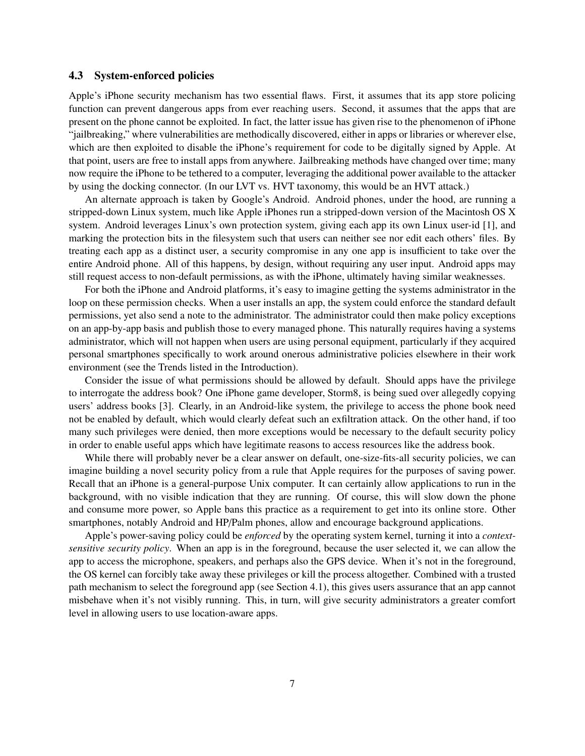### 4.3 System-enforced policies

Apple's iPhone security mechanism has two essential flaws. First, it assumes that its app store policing function can prevent dangerous apps from ever reaching users. Second, it assumes that the apps that are present on the phone cannot be exploited. In fact, the latter issue has given rise to the phenomenon of iPhone "jailbreaking," where vulnerabilities are methodically discovered, either in apps or libraries or wherever else, which are then exploited to disable the iPhone's requirement for code to be digitally signed by Apple. At that point, users are free to install apps from anywhere. Jailbreaking methods have changed over time; many now require the iPhone to be tethered to a computer, leveraging the additional power available to the attacker by using the docking connector. (In our LVT vs. HVT taxonomy, this would be an HVT attack.)

An alternate approach is taken by Google's Android. Android phones, under the hood, are running a stripped-down Linux system, much like Apple iPhones run a stripped-down version of the Macintosh OS X system. Android leverages Linux's own protection system, giving each app its own Linux user-id [1], and marking the protection bits in the filesystem such that users can neither see nor edit each others' files. By treating each app as a distinct user, a security compromise in any one app is insufficient to take over the entire Android phone. All of this happens, by design, without requiring any user input. Android apps may still request access to non-default permissions, as with the iPhone, ultimately having similar weaknesses.

For both the iPhone and Android platforms, it's easy to imagine getting the systems administrator in the loop on these permission checks. When a user installs an app, the system could enforce the standard default permissions, yet also send a note to the administrator. The administrator could then make policy exceptions on an app-by-app basis and publish those to every managed phone. This naturally requires having a systems administrator, which will not happen when users are using personal equipment, particularly if they acquired personal smartphones specifically to work around onerous administrative policies elsewhere in their work environment (see the Trends listed in the Introduction).

Consider the issue of what permissions should be allowed by default. Should apps have the privilege to interrogate the address book? One iPhone game developer, Storm8, is being sued over allegedly copying users' address books [3]. Clearly, in an Android-like system, the privilege to access the phone book need not be enabled by default, which would clearly defeat such an exfiltration attack. On the other hand, if too many such privileges were denied, then more exceptions would be necessary to the default security policy in order to enable useful apps which have legitimate reasons to access resources like the address book.

While there will probably never be a clear answer on default, one-size-fits-all security policies, we can imagine building a novel security policy from a rule that Apple requires for the purposes of saving power. Recall that an iPhone is a general-purpose Unix computer. It can certainly allow applications to run in the background, with no visible indication that they are running. Of course, this will slow down the phone and consume more power, so Apple bans this practice as a requirement to get into its online store. Other smartphones, notably Android and HP/Palm phones, allow and encourage background applications.

Apple's power-saving policy could be *enforced* by the operating system kernel, turning it into a *context-sensitive security policy*. When an app is in the foreground, because the user selected it, we can allow the app to access the microphone, speakers, and perhaps also the GPS device. When it's not in the foreground, the OS kernel can forcibly take away these privileges or kill the process altogether. Combined with a trusted path mechanism to select the foreground app (see Section 4.1), this gives users assurance that an app cannot misbehave when it's not visibly running. This, in turn, will give security administrators a greater comfort level in allowing users to use location-aware apps.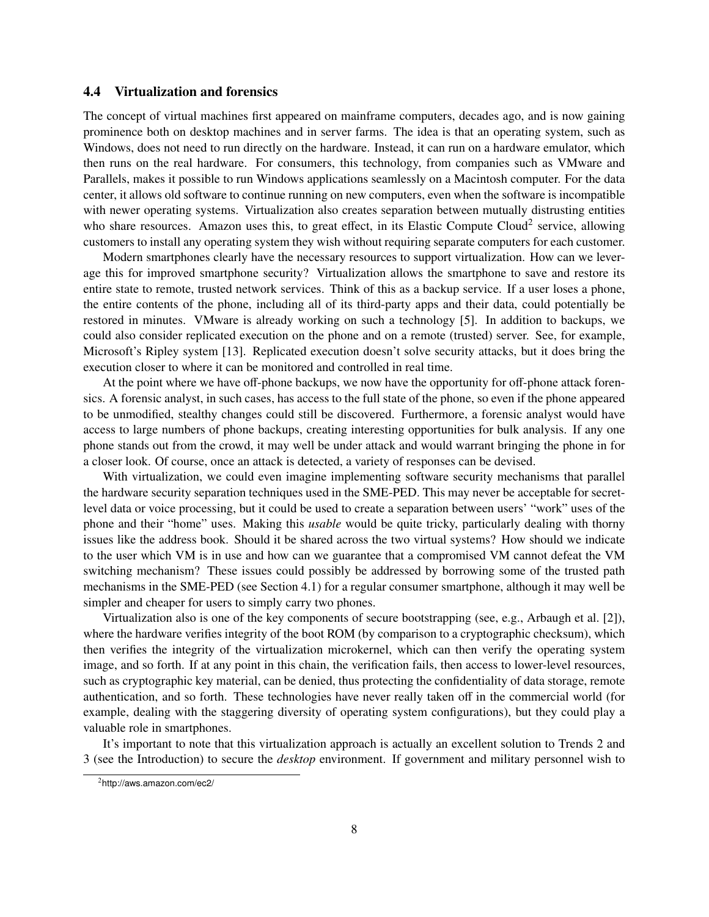### 4.4 Virtualization and forensics

The concept of virtual machines first appeared on mainframe computers, decades ago, and is now gaining prominence both on desktop machines and in server farms. The idea is that an operating system, such as Windows, does not need to run directly on the hardware. Instead, it can run on a hardware emulator, which then runs on the real hardware. For consumers, this technology, from companies such as VMware and Parallels, makes it possible to run Windows applications seamlessly on a Macintosh computer. For the data center, it allows old software to continue running on new computers, even when the software is incompatible with newer operating systems. Virtualization also creates separation between mutually distrusting entities who share resources. Amazon uses this, to great effect, in its Elastic Compute Cloud[2] service, allowing customers to install any operating system they wish without requiring separate computers for each customer.

Modern smartphones clearly have the necessary resources to support virtualization. How can we leverage this for improved smartphone security? Virtualization allows the smartphone to save and restore its entire state to remote, trusted network services. Think of this as a backup service. If a user loses a phone, the entire contents of the phone, including all of its third-party apps and their data, could potentially be restored in minutes. VMware is already working on such a technology [5]. In addition to backups, we could also consider replicated execution on the phone and on a remote (trusted) server. See, for example, Microsoft's Ripley system [13]. Replicated execution doesn't solve security attacks, but it does bring the execution closer to where it can be monitored and controlled in real time.

At the point where we have off-phone backups, we now have the opportunity for off-phone attack forensics. A forensic analyst, in such cases, has access to the full state of the phone, so even if the phone appeared to be unmodified, stealthy changes could still be discovered. Furthermore, a forensic analyst would have access to large numbers of phone backups, creating interesting opportunities for bulk analysis. If any one phone stands out from the crowd, it may well be under attack and would warrant bringing the phone in for a closer look. Of course, once an attack is detected, a variety of responses can be devised.

With virtualization, we could even imagine implementing software security mechanisms that parallel the hardware security separation techniques used in the SME-PED. This may never be acceptable for secret-level data or voice processing, but it could be used to create a separation between users' "work" uses of the phone and their "home" uses. Making this *usable* would be quite tricky, particularly dealing with thorny issues like the address book. Should it be shared across the two virtual systems? How should we indicate to the user which VM is in use and how can we guarantee that a compromised VM cannot defeat the VM switching mechanism? These issues could possibly be addressed by borrowing some of the trusted path mechanisms in the SME-PED (see Section 4.1) for a regular consumer smartphone, although it may well be simpler and cheaper for users to simply carry two phones.

Virtualization also is one of the key components of secure bootstrapping (see, e.g., Arbaugh et al. [2]), where the hardware verifies integrity of the boot ROM (by comparison to a cryptographic checksum), which then verifies the integrity of the virtualization microkernel, which can then verify the operating system image, and so forth. If at any point in this chain, the verification fails, then access to lower-level resources, such as cryptographic key material, can be denied, thus protecting the confidentiality of data storage, remote authentication, and so forth. These technologies have never really taken off in the commercial world (for example, dealing with the staggering diversity of operating system configurations), but they could play a valuable role in smartphones.

It's important to note that this virtualization approach is actually an excellent solution to Trends 2 and 3 (see the Introduction) to secure the *desktop* environment. If government and military personnel wish to

[2] http://aws.amazon.com/ec2/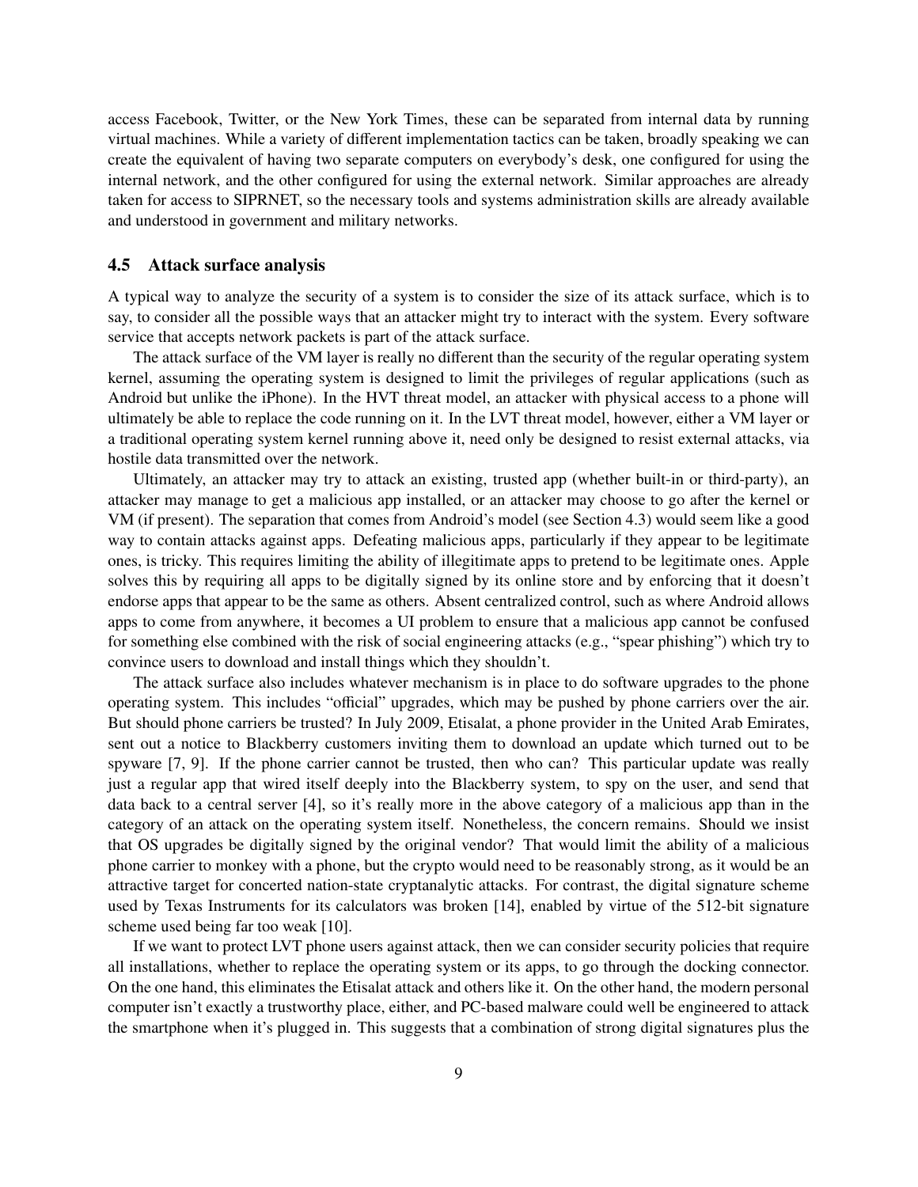access Facebook, Twitter, or the New York Times, these can be separated from internal data by running virtual machines. While a variety of different implementation tactics can be taken, broadly speaking we can create the equivalent of having two separate computers on everybody's desk, one configured for using the internal network, and the other configured for using the external network. Similar approaches are already taken for access to SIPRNET, so the necessary tools and systems administration skills are already available and understood in government and military networks.

### 4.5 Attack surface analysis

A typical way to analyze the security of a system is to consider the size of its attack surface, which is to say, to consider all the possible ways that an attacker might try to interact with the system. Every software service that accepts network packets is part of the attack surface.

The attack surface of the VM layer is really no different than the security of the regular operating system kernel, assuming the operating system is designed to limit the privileges of regular applications (such as Android but unlike the iPhone). In the HVT threat model, an attacker with physical access to a phone will ultimately be able to replace the code running on it. In the LVT threat model, however, either a VM layer or a traditional operating system kernel running above it, need only be designed to resist external attacks, via hostile data transmitted over the network.

Ultimately, an attacker may try to attack an existing, trusted app (whether built-in or third-party), an attacker may manage to get a malicious app installed, or an attacker may choose to go after the kernel or VM (if present). The separation that comes from Android's model (see Section 4.3) would seem like a good way to contain attacks against apps. Defeating malicious apps, particularly if they appear to be legitimate ones, is tricky. This requires limiting the ability of illegitimate apps to pretend to be legitimate ones. Apple solves this by requiring all apps to be digitally signed by its online store and by enforcing that it doesn't endorse apps that appear to be the same as others. Absent centralized control, such as where Android allows apps to come from anywhere, it becomes a UI problem to ensure that a malicious app cannot be confused for something else combined with the risk of social engineering attacks (e.g., "spear phishing") which try to convince users to download and install things which they shouldn't.

The attack surface also includes whatever mechanism is in place to do software upgrades to the phone operating system. This includes "official" upgrades, which may be pushed by phone carriers over the air. But should phone carriers be trusted? In July 2009, Etisalat, a phone provider in the United Arab Emirates, sent out a notice to Blackberry customers inviting them to download an update which turned out to be spyware [7, 9]. If the phone carrier cannot be trusted, then who can? This particular update was really just a regular app that wired itself deeply into the Blackberry system, to spy on the user, and send that data back to a central server [4], so it's really more in the above category of a malicious app than in the category of an attack on the operating system itself. Nonetheless, the concern remains. Should we insist that OS upgrades be digitally signed by the original vendor? That would limit the ability of a malicious phone carrier to monkey with a phone, but the crypto would need to be reasonably strong, as it would be an attractive target for concerted nation-state cryptanalytic attacks. For contrast, the digital signature scheme used by Texas Instruments for its calculators was broken [14], enabled by virtue of the 512-bit signature scheme used being far too weak [10].

If we want to protect LVT phone users against attack, then we can consider security policies that require all installations, whether to replace the operating system or its apps, to go through the docking connector. On the one hand, this eliminates the Etisalat attack and others like it. On the other hand, the modern personal computer isn't exactly a trustworthy place, either, and PC-based malware could well be engineered to attack the smartphone when it's plugged in. This suggests that a combination of strong digital signatures plus the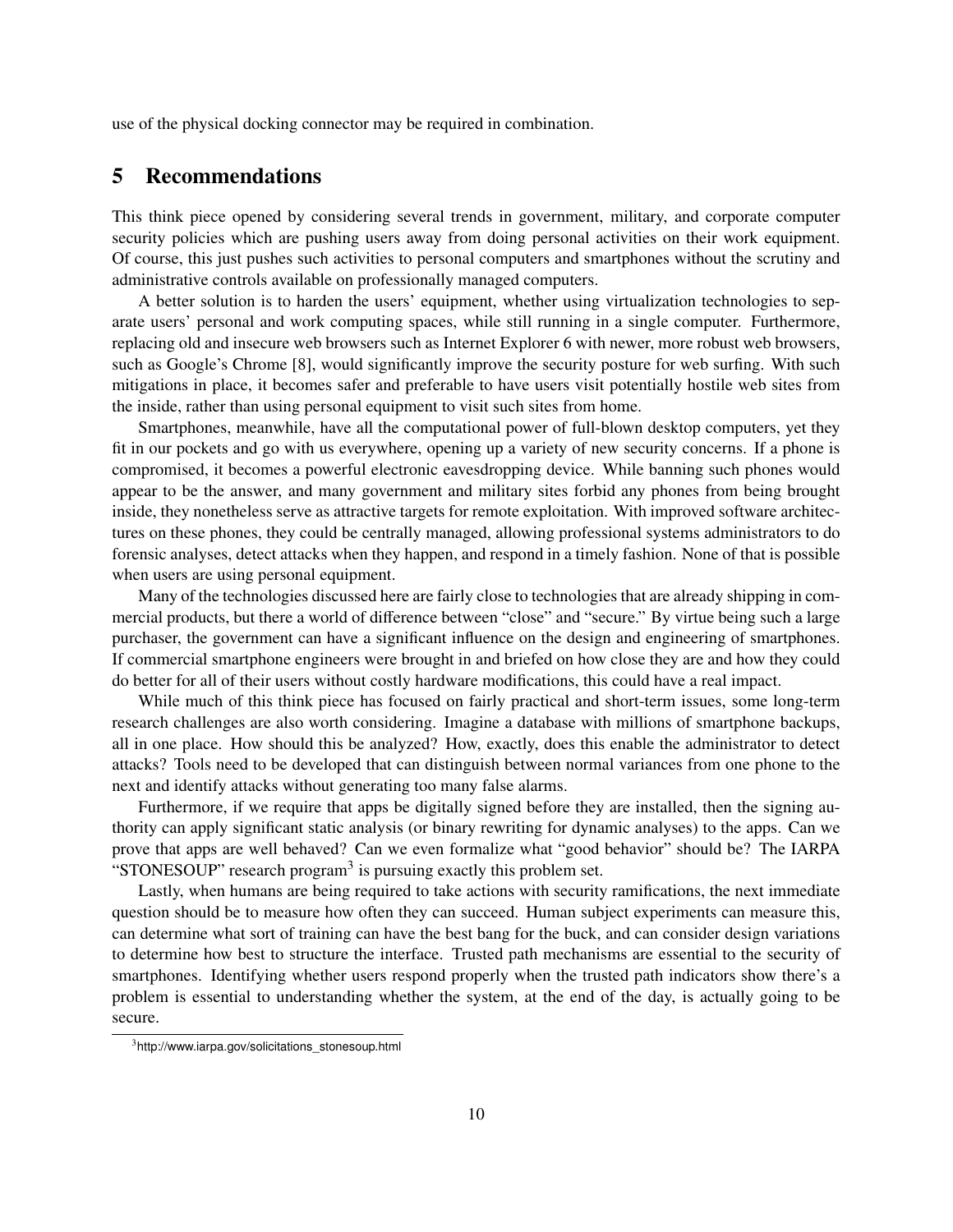use of the physical docking connector may be required in combination.

## 5 Recommendations

This think piece opened by considering several trends in government, military, and corporate computer security policies which are pushing users away from doing personal activities on their work equipment. Of course, this just pushes such activities to personal computers and smartphones without the scrutiny and administrative controls available on professionally managed computers.

A better solution is to harden the users' equipment, whether using virtualization technologies to separate users' personal and work computing spaces, while still running in a single computer. Furthermore, replacing old and insecure web browsers such as Internet Explorer 6 with newer, more robust web browsers, such as Google's Chrome [8], would significantly improve the security posture for web surfing. With such mitigations in place, it becomes safer and preferable to have users visit potentially hostile web sites from the inside, rather than using personal equipment to visit such sites from home.

Smartphones, meanwhile, have all the computational power of full-blown desktop computers, yet they fit in our pockets and go with us everywhere, opening up a variety of new security concerns. If a phone is compromised, it becomes a powerful electronic eavesdropping device. While banning such phones would appear to be the answer, and many government and military sites forbid any phones from being brought inside, they nonetheless serve as attractive targets for remote exploitation. With improved software architectures on these phones, they could be centrally managed, allowing professional systems administrators to do forensic analyses, detect attacks when they happen, and respond in a timely fashion. None of that is possible when users are using personal equipment.

Many of the technologies discussed here are fairly close to technologies that are already shipping in commercial products, but there a world of difference between "close" and "secure." By virtue being such a large purchaser, the government can have a significant influence on the design and engineering of smartphones. If commercial smartphone engineers were brought in and briefed on how close they are and how they could do better for all of their users without costly hardware modifications, this could have a real impact.

While much of this think piece has focused on fairly practical and short-term issues, some long-term research challenges are also worth considering. Imagine a database with millions of smartphone backups, all in one place. How should this be analyzed? How, exactly, does this enable the administrator to detect attacks? Tools need to be developed that can distinguish between normal variances from one phone to the next and identify attacks without generating too many false alarms.

Furthermore, if we require that apps be digitally signed before they are installed, then the signing authority can apply significant static analysis (or binary rewriting for dynamic analyses) to the apps. Can we prove that apps are well behaved? Can we even formalize what "good behavior" should be? The IARPA "STONESOUP" research program[3] is pursuing exactly this problem set.

Lastly, when humans are being required to take actions with security ramifications, the next immediate question should be to measure how often they can succeed. Human subject experiments can measure this, can determine what sort of training can have the best bang for the buck, and can consider design variations to determine how best to structure the interface. Trusted path mechanisms are essential to the security of smartphones. Identifying whether users respond properly when the trusted path indicators show there's a problem is essential to understanding whether the system, at the end of the day, is actually going to be secure.

[3] http://www.iarpa.gov/solicitations_stonesoup.html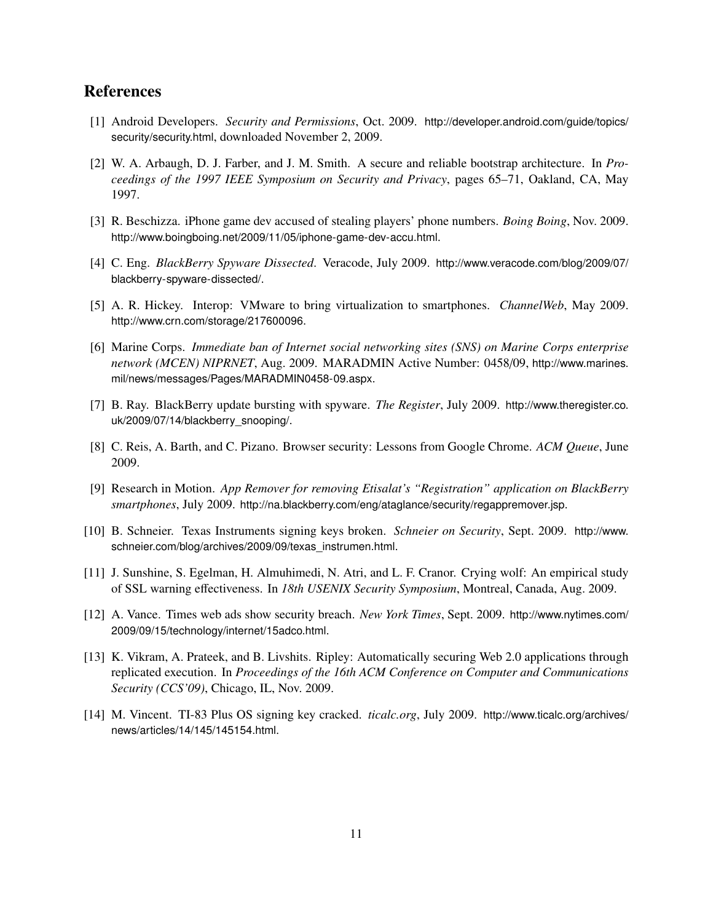## References

[1] Android Developers. *Security and Permissions*, Oct. 2009. http://developer.android.com/guide/topics/security/security.html, downloaded November 2, 2009.

[2] W. A. Arbaugh, D. J. Farber, and J. M. Smith. A secure and reliable bootstrap architecture. In *Proceedings of the 1997 IEEE Symposium on Security and Privacy*, pages 65–71, Oakland, CA, May 1997.

[3] R. Beschizza. iPhone game dev accused of stealing players' phone numbers. *Boing Boing*, Nov. 2009. http://www.boingboing.net/2009/11/05/iphone-game-dev-accu.html.

[4] C. Eng. *BlackBerry Spyware Dissected*. Veracode, July 2009. http://www.veracode.com/blog/2009/07/blackberry-spyware-dissected/.

[5] A. R. Hickey. Interop: VMware to bring virtualization to smartphones. *ChannelWeb*, May 2009. http://www.crn.com/storage/217600096.

[6] Marine Corps. *Immediate ban of Internet social networking sites (SNS) on Marine Corps enterprise network (MCEN) NIPRNET*, Aug. 2009. MARADMIN Active Number: 0458/09, http://www.marines.mil/news/messages/Pages/MARADMIN0458-09.aspx.

[7] B. Ray. BlackBerry update bursting with spyware. *The Register*, July 2009. http://www.theregister.co.uk/2009/07/14/blackberry_snooping/.

[8] C. Reis, A. Barth, and C. Pizano. Browser security: Lessons from Google Chrome. *ACM Queue*, June 2009.

[9] Research in Motion. *App Remover for removing Etisalat's "Registration" application on BlackBerry smartphones*, July 2009. http://na.blackberry.com/eng/ataglance/security/regappremover.jsp.

[10] B. Schneier. Texas Instruments signing keys broken. *Schneier on Security*, Sept. 2009. http://www.schneier.com/blog/archives/2009/09/texas_instrumen.html.

[11] J. Sunshine, S. Egelman, H. Almuhimedi, N. Atri, and L. F. Cranor. Crying wolf: An empirical study of SSL warning effectiveness. In *18th USENIX Security Symposium*, Montreal, Canada, Aug. 2009.

[12] A. Vance. Times web ads show security breach. *New York Times*, Sept. 2009. http://www.nytimes.com/2009/09/15/technology/internet/15adco.html.

[13] K. Vikram, A. Prateek, and B. Livshits. Ripley: Automatically securing Web 2.0 applications through replicated execution. In *Proceedings of the 16th ACM Conference on Computer and Communications Security (CCS'09)*, Chicago, IL, Nov. 2009.

[14] M. Vincent. TI-83 Plus OS signing key cracked. *ticalc.org*, July 2009. http://www.ticalc.org/archives/news/articles/14/145/145154.html.